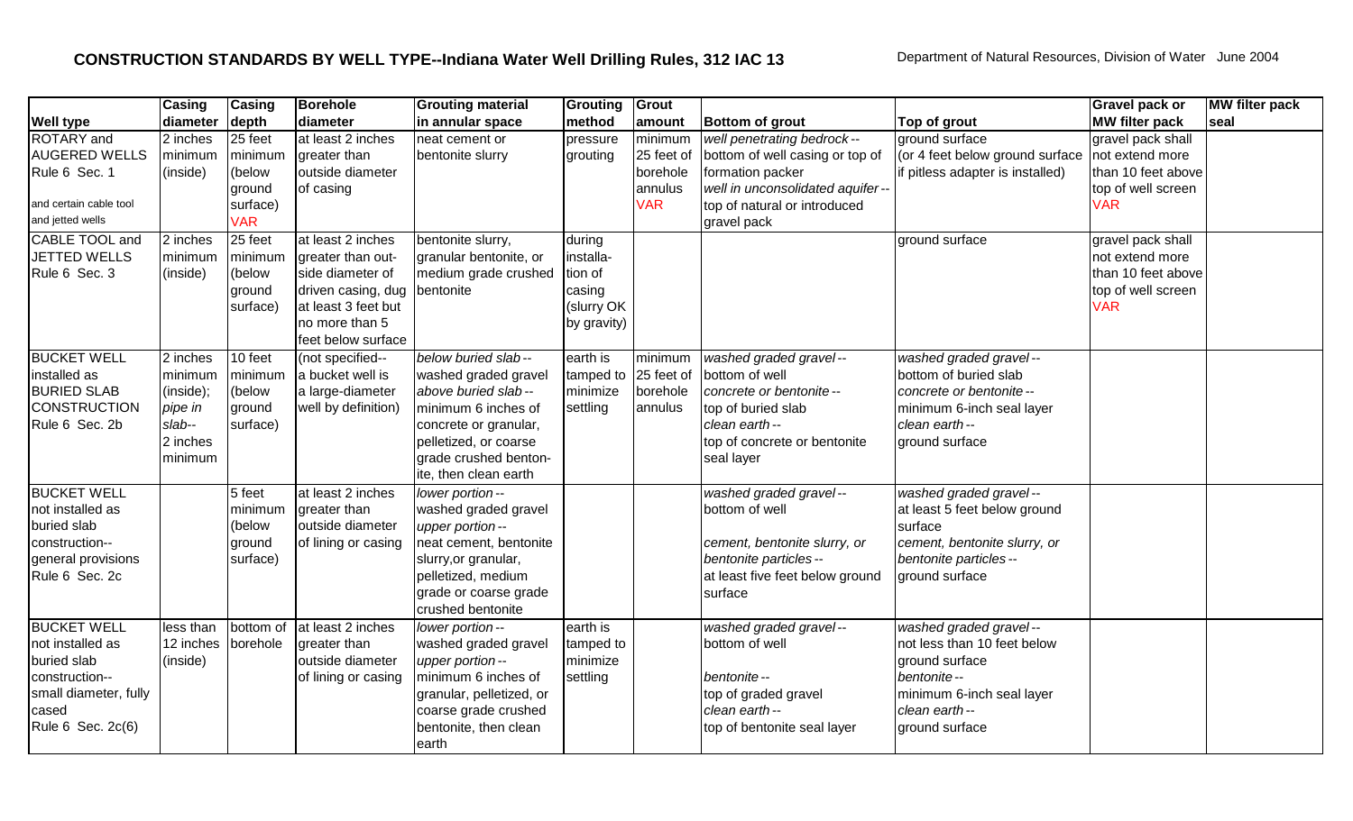## CONSTRUCTION STANDARDS BY WELL TYPE--Indiana Water Well Drilling Rules, 312 IAC 13

Department of Natural Resources, Division of Water June 2004

| Well type | Casing diameter | Casing depth | Borehole diameter | Grouting material in annular space | Grouting method | Grout amount | Bottom of grout | Top of grout | Gravel pack or MW filter pack | MW filter pack seal |
|---|---|---|---|---|---|---|---|---|---|---|
| ROTARY and AUGERED WELLS Rule 6 Sec. 1<br>and certain cable tool and jetted wells | 2 inches minimum (inside) | 25 feet minimum (below ground surface) VAR | at least 2 inches greater than outside diameter of casing | neat cement or bentonite slurry | pressure grouting | minimum 25 feet of borehole annulus VAR | *well penetrating bedrock* -- bottom of well casing or top of formation packer<br>*well in unconsolidated aquifer* -- top of natural or introduced gravel pack | ground surface (or 4 feet below ground surface if pitless adapter is installed) | gravel pack shall not extend more than 10 feet above top of well screen VAR | |
| CABLE TOOL and JETTED WELLS Rule 6 Sec. 3 | 2 inches minimum (inside) | 25 feet minimum (below ground surface) | at least 2 inches greater than outside diameter of driven casing, dug at least 3 feet but no more than 5 feet below surface | bentonite slurry, granular bentonite, or medium grade crushed bentonite | during installation of casing (slurry OK by gravity) | | | ground surface | gravel pack shall not extend more than 10 feet above top of well screen VAR | |
| BUCKET WELL installed as BURIED SLAB CONSTRUCTION Rule 6 Sec. 2b | 2 inches minimum (inside); *pipe in slab* -- 2 inches minimum | 10 feet minimum (below ground surface) | (not specified-- a bucket well is a large-diameter well by definition) | *below buried slab* -- washed graded gravel<br>*above buried slab* -- minimum 6 inches of concrete or granular, pelletized, or coarse grade crushed bentonite, then clean earth | earth is tamped to minimize settling | minimum 25 feet of borehole annulus | *washed graded gravel* -- bottom of well<br>*concrete or bentonite* -- top of buried slab<br>*clean earth* -- top of concrete or bentonite seal layer | *washed graded gravel* -- bottom of buried slab<br>*concrete or bentonite* -- minimum 6-inch seal layer<br>*clean earth* -- ground surface | | |
| BUCKET WELL not installed as buried slab construction-- general provisions Rule 6 Sec. 2c | | 5 feet minimum (below ground surface) | at least 2 inches greater than outside diameter of lining or casing | *lower portion* -- washed graded gravel<br>*upper portion* -- neat cement, bentonite slurry,or granular, pelletized, medium grade or coarse grade crushed bentonite | | | *washed graded gravel* -- bottom of well<br>*cement, bentonite slurry, or bentonite particles* -- at least five feet below ground surface | *washed graded gravel* -- at least 5 feet below ground surface<br>*cement, bentonite slurry, or bentonite particles* -- ground surface | | |
| BUCKET WELL not installed as buried slab construction-- small diameter, fully cased Rule 6 Sec. 2c(6) | less than 12 inches (inside) | bottom of borehole | at least 2 inches greater than outside diameter of lining or casing | *lower portion* -- washed graded gravel<br>*upper portion* -- minimum 6 inches of granular, pelletized, or coarse grade crushed bentonite, then clean earth | earth is tamped to minimize settling | | *washed graded gravel* -- bottom of well<br>*bentonite* -- top of graded gravel<br>*clean earth* -- top of bentonite seal layer | *washed graded gravel* -- not less than 10 feet below ground surface<br>*bentonite* -- minimum 6-inch seal layer<br>*clean earth* -- ground surface | | |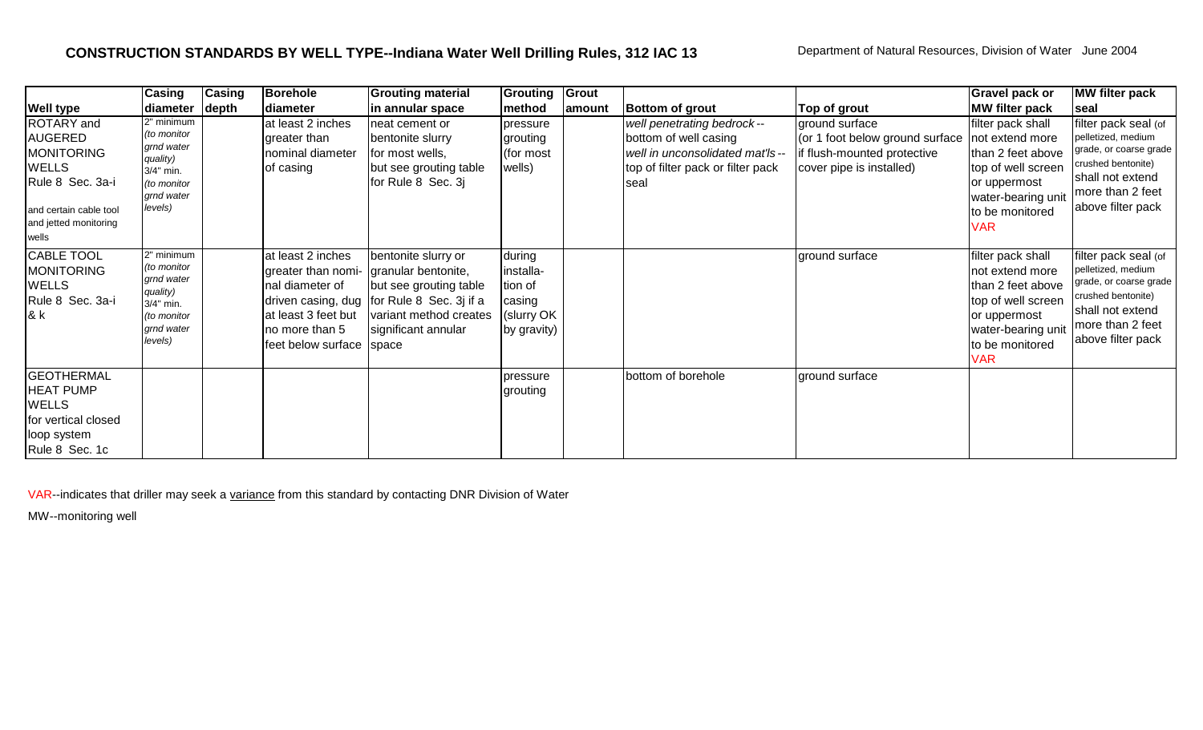**CONSTRUCTION STANDARDS BY WELL TYPE--Indiana Water Well Drilling Rules, 312 IAC 13**

Department of Natural Resources, Division of Water June 2004

| Well type | Casing diameter | Casing depth | Borehole diameter | Grouting material in annular space | Grouting method | Grout amount | Bottom of grout | Top of grout | Gravel pack or MW filter pack | MW filter pack seal |
|---|---|---|---|---|---|---|---|---|---|---|
| ROTARY and AUGERED MONITORING WELLS Rule 8 Sec. 3a-i and certain cable tool and jetted monitoring wells | 2" minimum *(to monitor grnd water quality)* 3/4" min. *(to monitor grnd water levels)* | | at least 2 inches greater than nominal diameter of casing | neat cement or bentonite slurry for most wells, but see grouting table for Rule 8 Sec. 3j | pressure grouting (for most wells) | | *well penetrating bedrock* -- bottom of well casing *well in unconsolidated mat'ls* -- top of filter pack or filter pack seal | ground surface (or 1 foot below ground surface if flush-mounted protective cover pipe is installed) | filter pack shall not extend more than 2 feet above top of well screen or uppermost water-bearing unit to be monitored VAR | filter pack seal (of pelletized, medium grade, or coarse grade crushed bentonite) shall not extend more than 2 feet above filter pack |
| CABLE TOOL MONITORING WELLS Rule 8 Sec. 3a-i & k | 2" minimum *(to monitor grnd water quality)* 3/4" min. *(to monitor grnd water levels)* | | at least 2 inches greater than nominal diameter of driven casing, dug at least 3 feet but no more than 5 feet below surface | bentonite slurry or granular bentonite, but see grouting table for Rule 8 Sec. 3j if a variant method creates significant annular space | during installation of casing (slurry OK by gravity) | | | ground surface | filter pack shall not extend more than 2 feet above top of well screen or uppermost water-bearing unit to be monitored VAR | filter pack seal (of pelletized, medium grade, or coarse grade crushed bentonite) shall not extend more than 2 feet above filter pack |
| GEOTHERMAL HEAT PUMP WELLS for vertical closed loop system Rule 8 Sec. 1c | | | | | pressure grouting | | bottom of borehole | ground surface | | |

VAR--indicates that driller may seek a variance from this standard by contacting DNR Division of Water

MW--monitoring well